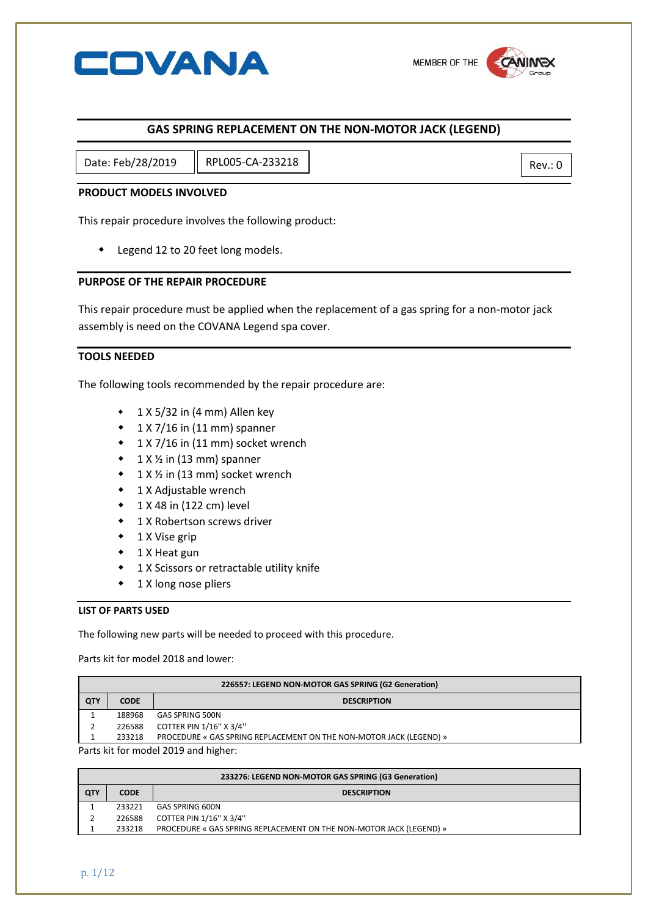COVANA

MEMBER OF THE CANIMEX Group

# GAS SPRING REPLACEMENT ON THE NON-MOTOR JACK (LEGEND)

| Date: Feb/28/2019 | RPL005-CA-233218 | Rev.: 0 |
|---|---|---|

## PRODUCT MODELS INVOLVED

This repair procedure involves the following product:

- Legend 12 to 20 feet long models.

## PURPOSE OF THE REPAIR PROCEDURE

This repair procedure must be applied when the replacement of a gas spring for a non-motor jack assembly is need on the COVANA Legend spa cover.

## TOOLS NEEDED

The following tools recommended by the repair procedure are:

- 1 X 5/32 in (4 mm) Allen key
- 1 X 7/16 in (11 mm) spanner
- 1 X 7/16 in (11 mm) socket wrench
- 1 X ½ in (13 mm) spanner
- 1 X ½ in (13 mm) socket wrench
- 1 X Adjustable wrench
- 1 X 48 in (122 cm) level
- 1 X Robertson screws driver
- 1 X Vise grip
- 1 X Heat gun
- 1 X Scissors or retractable utility knife
- 1 X long nose pliers

## LIST OF PARTS USED

The following new parts will be needed to proceed with this procedure.

Parts kit for model 2018 and lower:

| 226557: LEGEND NON-MOTOR GAS SPRING (G2 Generation) | | |
|---|---|---|
| **QTY** | **CODE** | **DESCRIPTION** |
| 1 | 188968 | GAS SPRING 500N |
| 2 | 226588 | COTTER PIN 1/16'' X 3/4'' |
| 1 | 233218 | PROCEDURE « GAS SPRING REPLACEMENT ON THE NON-MOTOR JACK (LEGEND) » |

Parts kit for model 2019 and higher:

| 233276: LEGEND NON-MOTOR GAS SPRING (G3 Generation) | | |
|---|---|---|
| **QTY** | **CODE** | **DESCRIPTION** |
| 1 | 233221 | GAS SPRING 600N |
| 2 | 226588 | COTTER PIN 1/16'' X 3/4'' |
| 1 | 233218 | PROCEDURE « GAS SPRING REPLACEMENT ON THE NON-MOTOR JACK (LEGEND) » |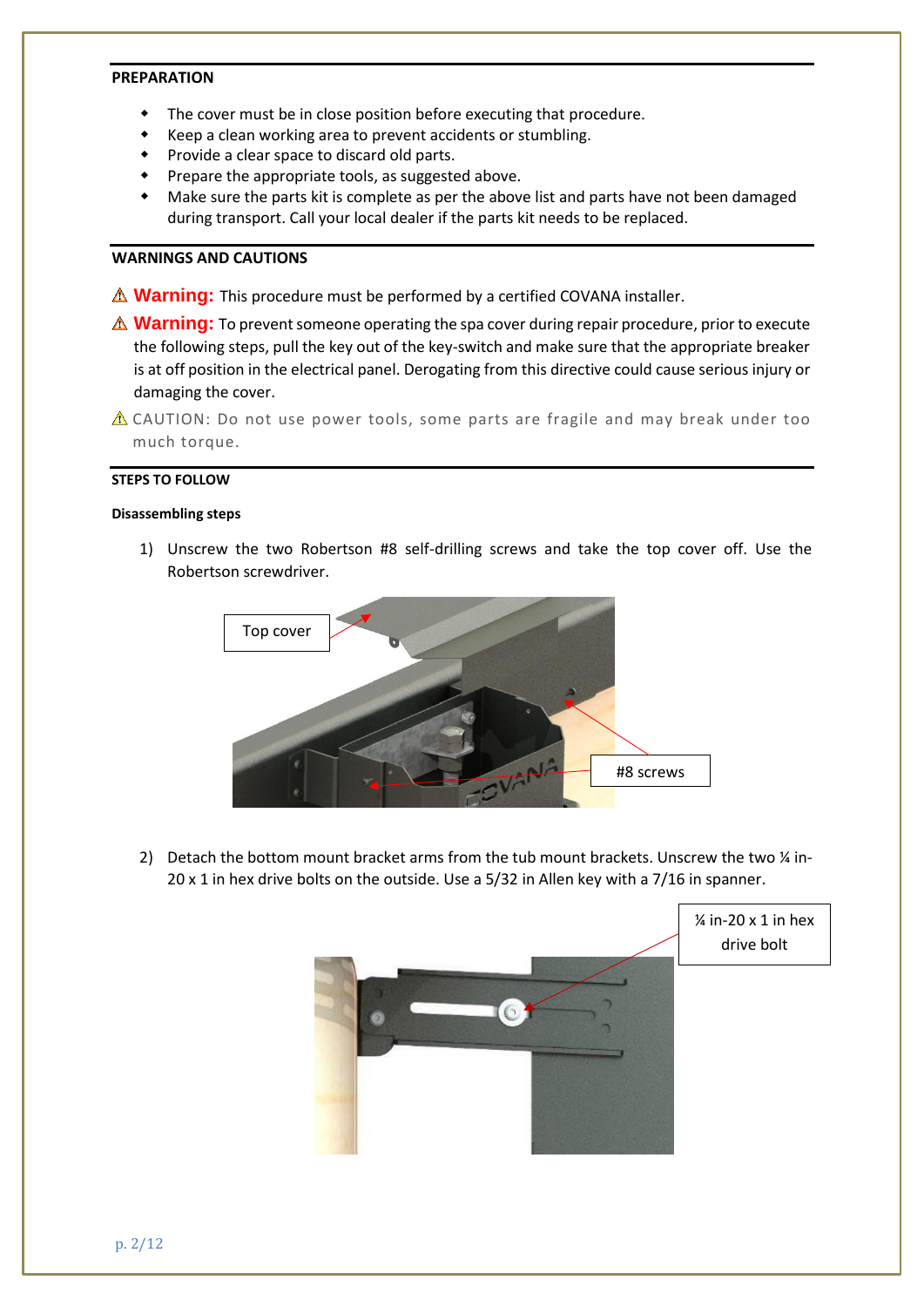## PREPARATION

- The cover must be in close position before executing that procedure.
- Keep a clean working area to prevent accidents or stumbling.
- Provide a clear space to discard old parts.
- Prepare the appropriate tools, as suggested above.
- Make sure the parts kit is complete as per the above list and parts have not been damaged during transport. Call your local dealer if the parts kit needs to be replaced.

## WARNINGS AND CAUTIONS

⚠ **Warning:** This procedure must be performed by a certified COVANA installer.

⚠ **Warning:** To prevent someone operating the spa cover during repair procedure, prior to execute the following steps, pull the key out of the key-switch and make sure that the appropriate breaker is at off position in the electrical panel. Derogating from this directive could cause serious injury or damaging the cover.

⚠ CAUTION: Do not use power tools, some parts are fragile and may break under too much torque.

## STEPS TO FOLLOW

### Disassembling steps

1) Unscrew the two Robertson #8 self-drilling screws and take the top cover off. Use the Robertson screwdriver.

Top cover

#8 screws

2) Detach the bottom mount bracket arms from the tub mount brackets. Unscrew the two ¼ in-20 x 1 in hex drive bolts on the outside. Use a 5/32 in Allen key with a 7/16 in spanner.

¼ in-20 x 1 in hex drive bolt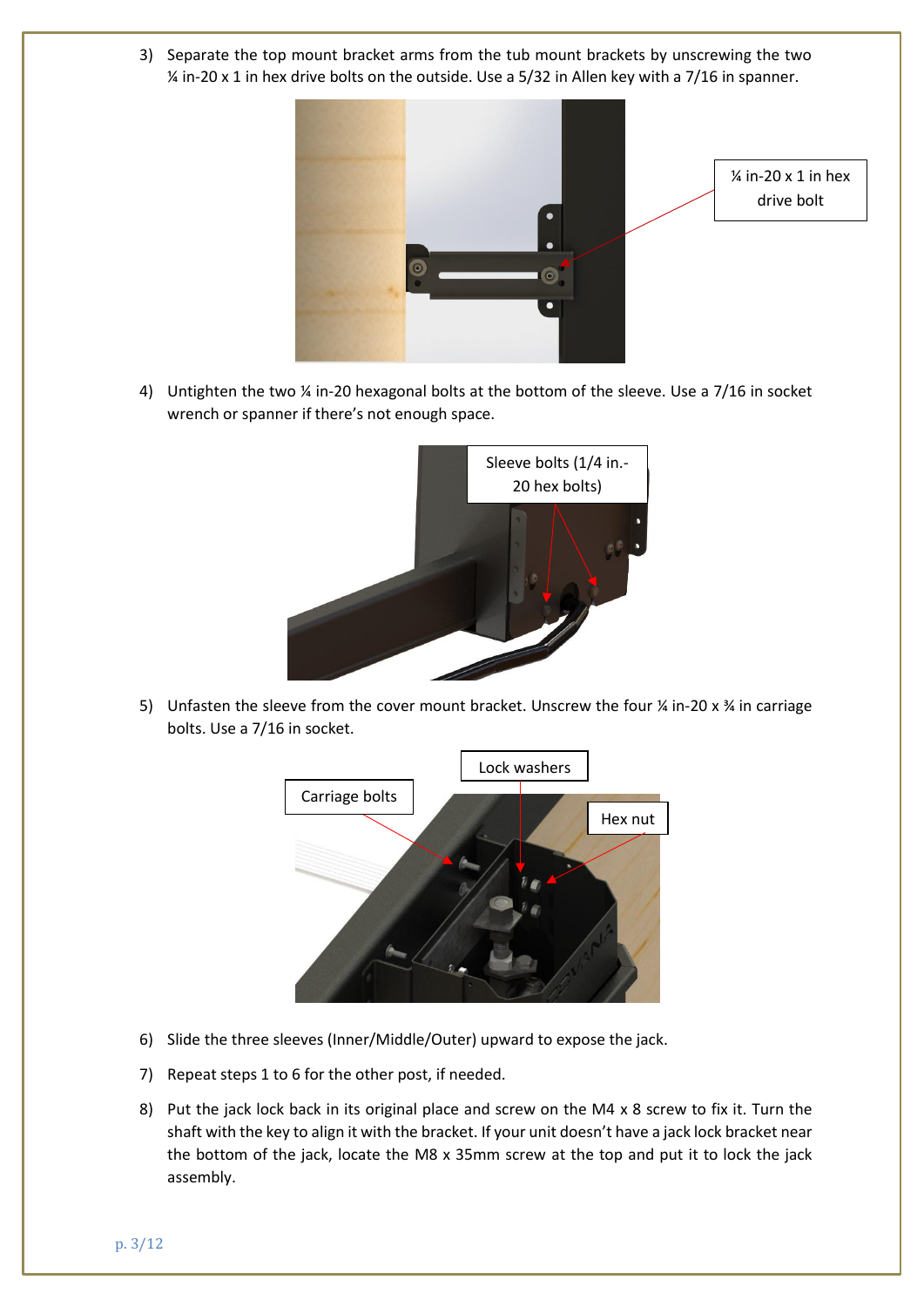3) Separate the top mount bracket arms from the tub mount brackets by unscrewing the two ¼ in-20 x 1 in hex drive bolts on the outside. Use a 5/32 in Allen key with a 7/16 in spanner.

¼ in-20 x 1 in hex drive bolt

4) Untighten the two ¼ in-20 hexagonal bolts at the bottom of the sleeve. Use a 7/16 in socket wrench or spanner if there's not enough space.

Sleeve bolts (1/4 in.-20 hex bolts)

5) Unfasten the sleeve from the cover mount bracket. Unscrew the four ¼ in-20 x ¾ in carriage bolts. Use a 7/16 in socket.

Carriage bolts

Lock washers

Hex nut

6) Slide the three sleeves (Inner/Middle/Outer) upward to expose the jack.

7) Repeat steps 1 to 6 for the other post, if needed.

8) Put the jack lock back in its original place and screw on the M4 x 8 screw to fix it. Turn the shaft with the key to align it with the bracket. If your unit doesn't have a jack lock bracket near the bottom of the jack, locate the M8 x 35mm screw at the top and put it to lock the jack assembly.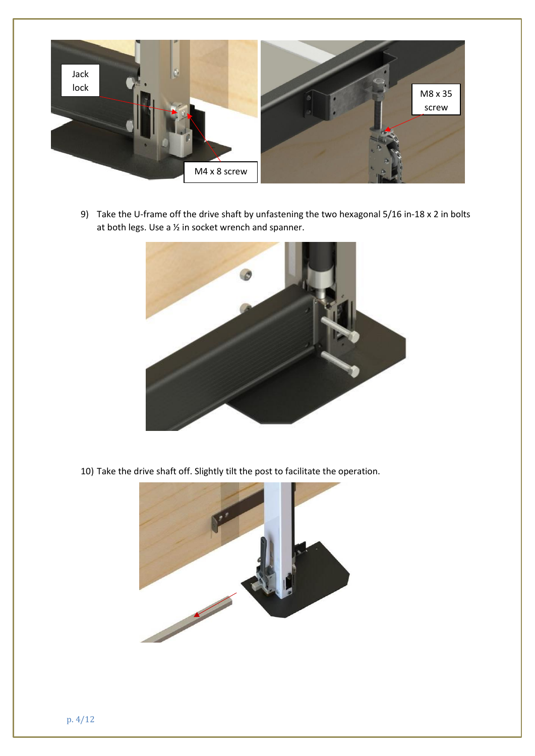9) Take the U-frame off the drive shaft by unfastening the two hexagonal 5/16 in-18 x 2 in bolts at both legs. Use a ½ in socket wrench and spanner.

10) Take the drive shaft off. Slightly tilt the post to facilitate the operation.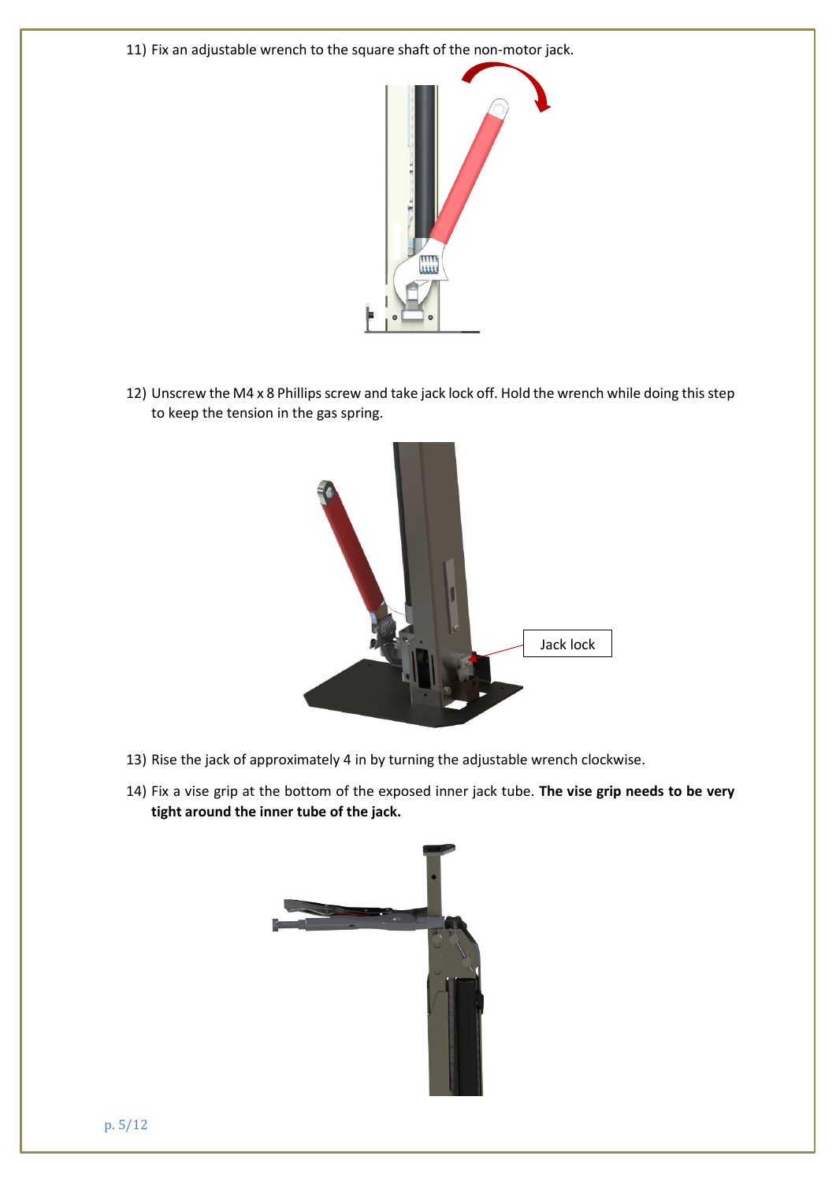11) Fix an adjustable wrench to the square shaft of the non-motor jack.

12) Unscrew the M4 x 8 Phillips screw and take jack lock off. Hold the wrench while doing this step to keep the tension in the gas spring.

13) Rise the jack of approximately 4 in by turning the adjustable wrench clockwise.

14) Fix a vise grip at the bottom of the exposed inner jack tube. **The vise grip needs to be very tight around the inner tube of the jack.**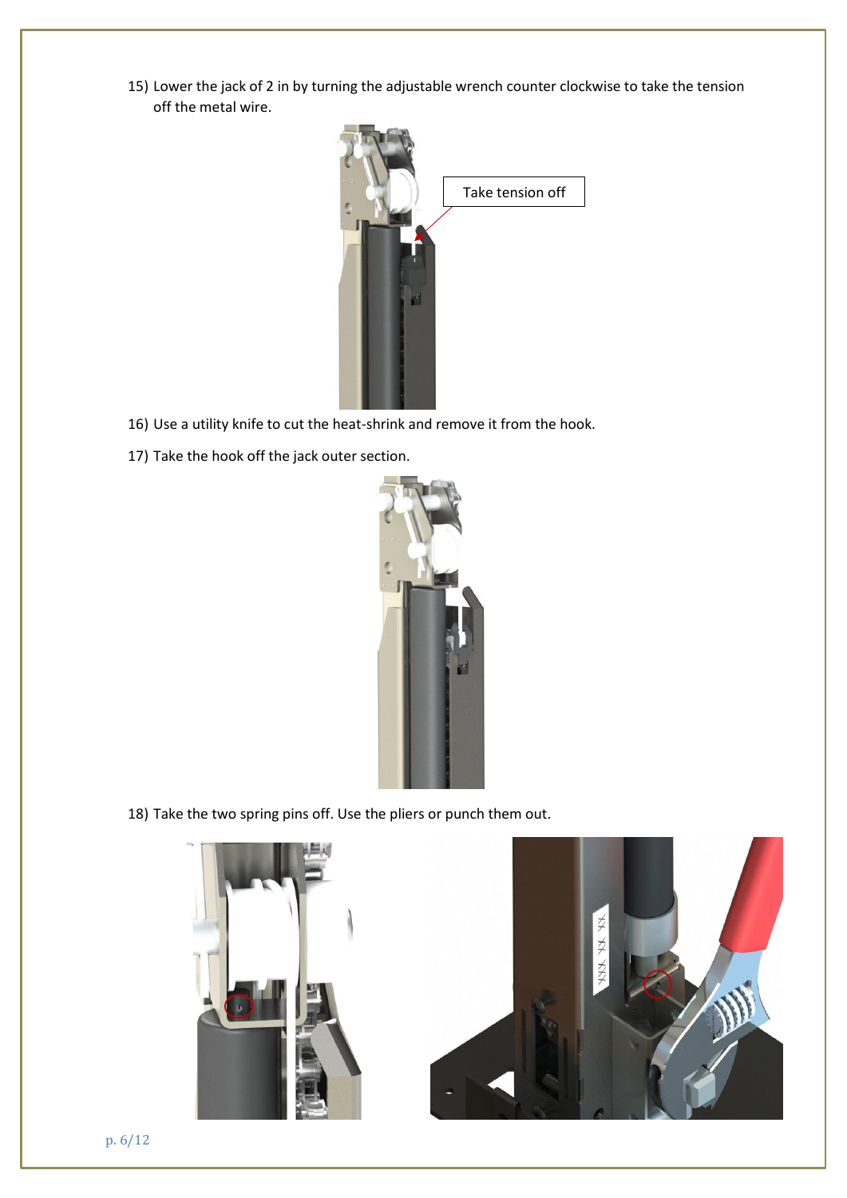15) Lower the jack of 2 in by turning the adjustable wrench counter clockwise to take the tension off the metal wire.

Take tension off

16) Use a utility knife to cut the heat-shrink and remove it from the hook.

17) Take the hook off the jack outer section.

18) Take the two spring pins off. Use the pliers or punch them out.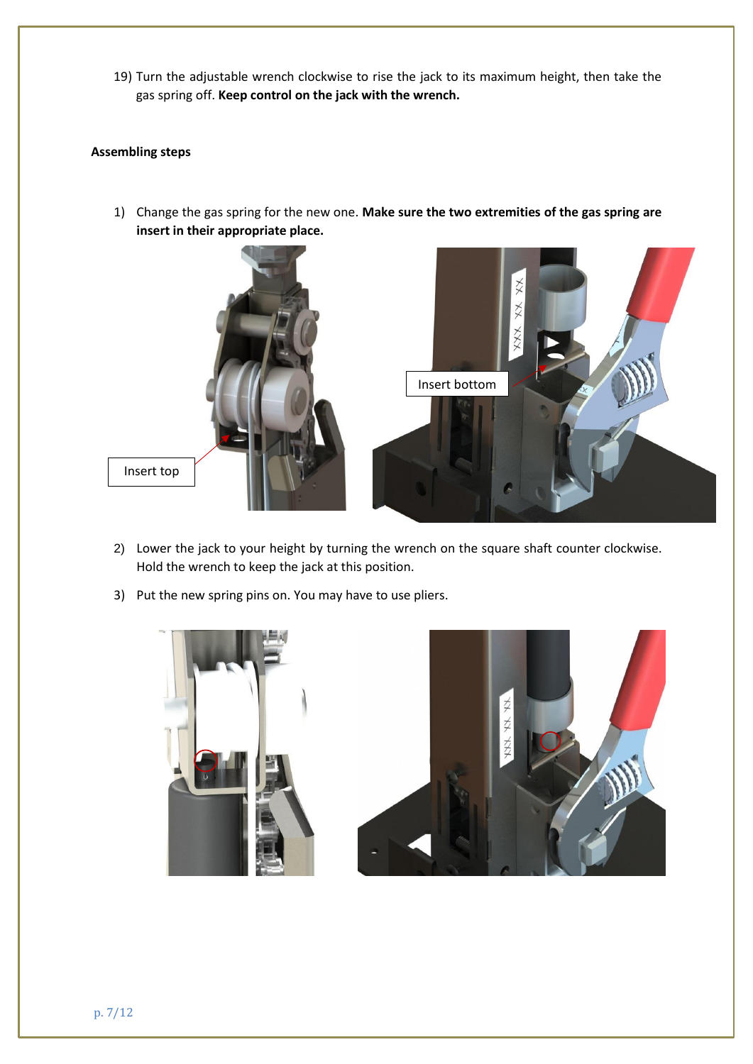19) Turn the adjustable wrench clockwise to rise the jack to its maximum height, then take the gas spring off. **Keep control on the jack with the wrench.**

**Assembling steps**

1) Change the gas spring for the new one. **Make sure the two extremities of the gas spring are insert in their appropriate place.**

Insert top

Insert bottom

2) Lower the jack to your height by turning the wrench on the square shaft counter clockwise. Hold the wrench to keep the jack at this position.

3) Put the new spring pins on. You may have to use pliers.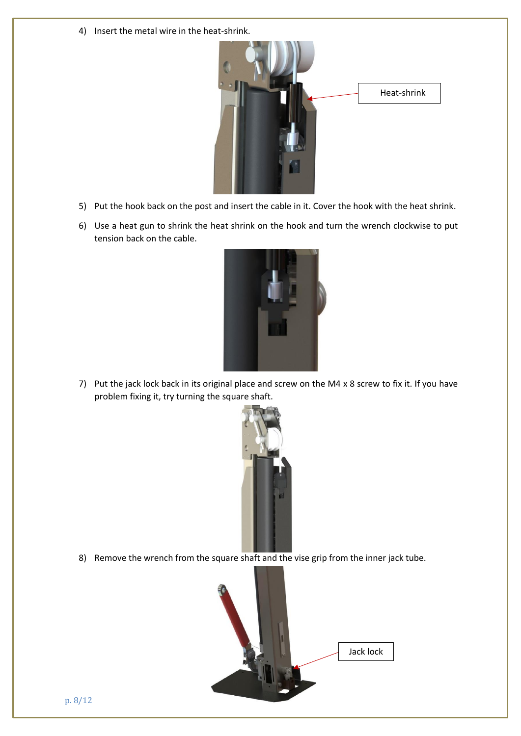4) Insert the metal wire in the heat-shrink.

Heat-shrink

5) Put the hook back on the post and insert the cable in it. Cover the hook with the heat shrink.

6) Use a heat gun to shrink the heat shrink on the hook and turn the wrench clockwise to put tension back on the cable.

7) Put the jack lock back in its original place and screw on the M4 x 8 screw to fix it. If you have problem fixing it, try turning the square shaft.

8) Remove the wrench from the square shaft and the vise grip from the inner jack tube.

Jack lock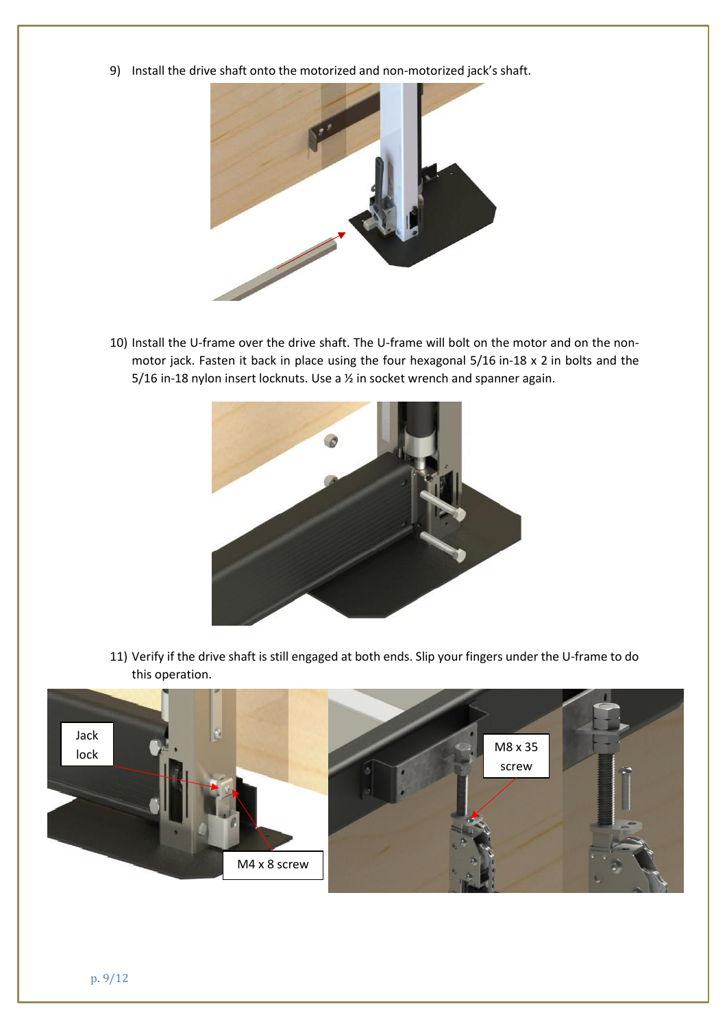9) Install the drive shaft onto the motorized and non-motorized jack's shaft.

10) Install the U-frame over the drive shaft. The U-frame will bolt on the motor and on the non-motor jack. Fasten it back in place using the four hexagonal 5/16 in-18 x 2 in bolts and the 5/16 in-18 nylon insert locknuts. Use a ½ in socket wrench and spanner again.

11) Verify if the drive shaft is still engaged at both ends. Slip your fingers under the U-frame to do this operation.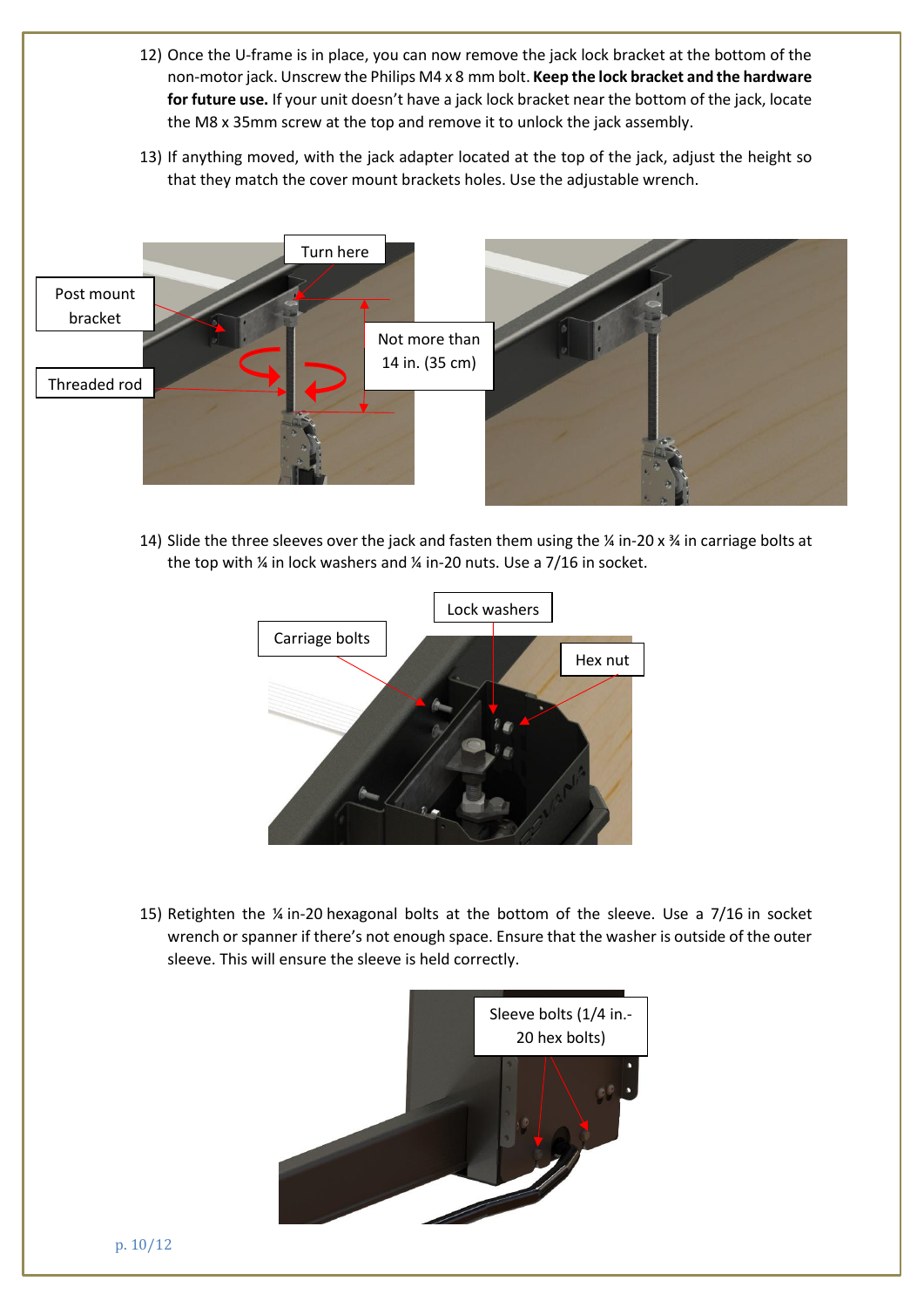12) Once the U-frame is in place, you can now remove the jack lock bracket at the bottom of the non-motor jack. Unscrew the Philips M4 x 8 mm bolt. **Keep the lock bracket and the hardware for future use.** If your unit doesn't have a jack lock bracket near the bottom of the jack, locate the M8 x 35mm screw at the top and remove it to unlock the jack assembly.

13) If anything moved, with the jack adapter located at the top of the jack, adjust the height so that they match the cover mount brackets holes. Use the adjustable wrench.

Post mount bracket

Threaded rod

Turn here

Not more than 14 in. (35 cm)

14) Slide the three sleeves over the jack and fasten them using the ¼ in-20 x ¾ in carriage bolts at the top with ¼ in lock washers and ¼ in-20 nuts. Use a 7/16 in socket.

Carriage bolts

Lock washers

Hex nut

15) Retighten the ¼ in-20 hexagonal bolts at the bottom of the sleeve. Use a 7/16 in socket wrench or spanner if there's not enough space. Ensure that the washer is outside of the outer sleeve. This will ensure the sleeve is held correctly.

Sleeve bolts (1/4 in.-20 hex bolts)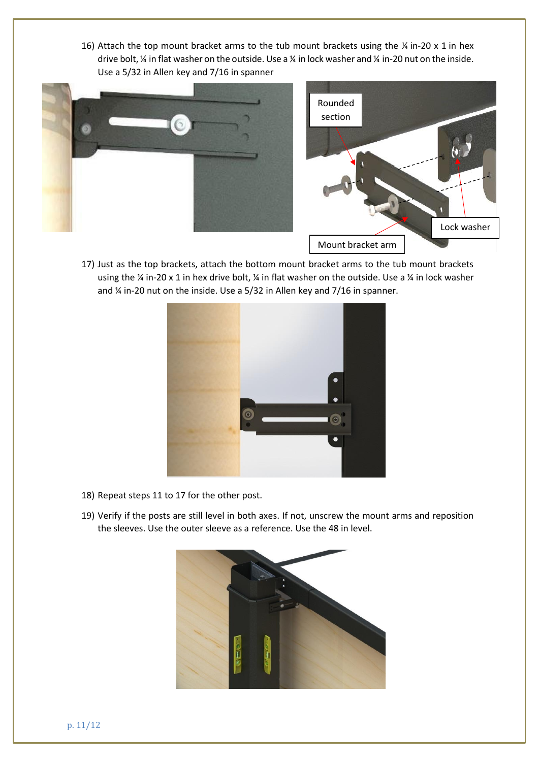16) Attach the top mount bracket arms to the tub mount brackets using the ¼ in-20 x 1 in hex drive bolt, ¼ in flat washer on the outside. Use a ¼ in lock washer and ¼ in-20 nut on the inside. Use a 5/32 in Allen key and 7/16 in spanner

17) Just as the top brackets, attach the bottom mount bracket arms to the tub mount brackets using the ¼ in-20 x 1 in hex drive bolt, ¼ in flat washer on the outside. Use a ¼ in lock washer and ¼ in-20 nut on the inside. Use a 5/32 in Allen key and 7/16 in spanner.

18) Repeat steps 11 to 17 for the other post.

19) Verify if the posts are still level in both axes. If not, unscrew the mount arms and reposition the sleeves. Use the outer sleeve as a reference. Use the 48 in level.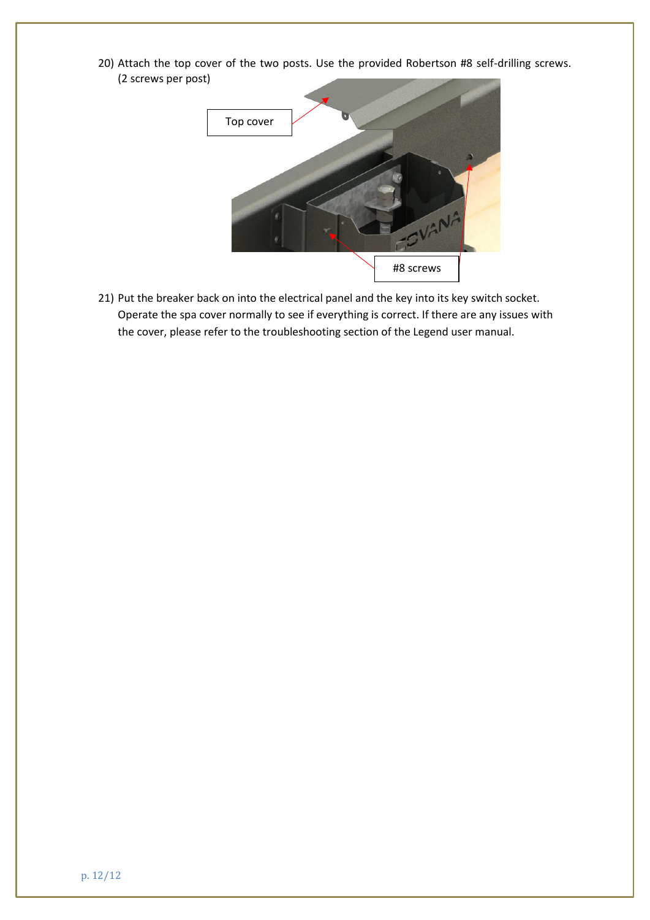20) Attach the top cover of the two posts. Use the provided Robertson #8 self-drilling screws. (2 screws per post)

Top cover

#8 screws

21) Put the breaker back on into the electrical panel and the key into its key switch socket. Operate the spa cover normally to see if everything is correct. If there are any issues with the cover, please refer to the troubleshooting section of the Legend user manual.